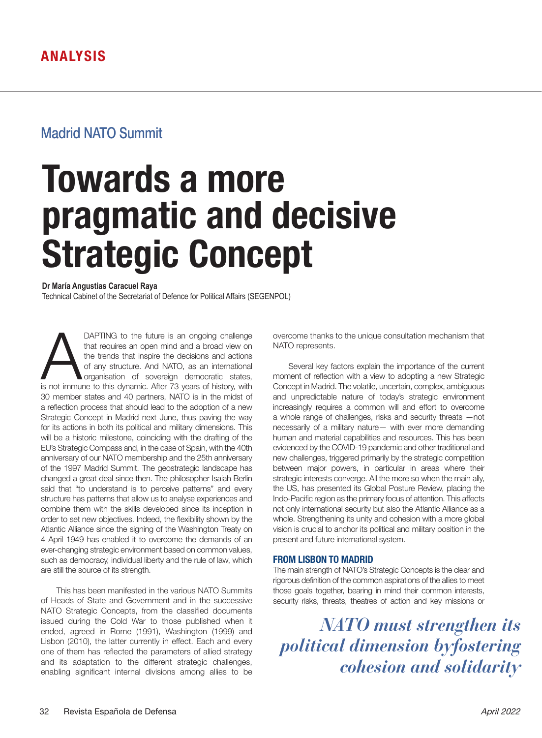ANALYSIS

## Madrid NATO Summit

# Towards a more pragmatic and decisive Strategic Concept

**Dr María Angustias Caracuel Raya**
Technical Cabinet of the Secretariat of Defence for Political Affairs (SEGENPOL)

ADAPTING to the future is an ongoing challenge that requires an open mind and a broad view on the trends that inspire the decisions and actions of any structure. And NATO, as an international organisation of sovereign democratic states, is not immune to this dynamic. After 73 years of history, with 30 member states and 40 partners, NATO is in the midst of a reflection process that should lead to the adoption of a new Strategic Concept in Madrid next June, thus paving the way for its actions in both its political and military dimensions. This will be a historic milestone, coinciding with the drafting of the EU's Strategic Compass and, in the case of Spain, with the 40th anniversary of our NATO membership and the 25th anniversary of the 1997 Madrid Summit. The geostrategic landscape has changed a great deal since then. The philosopher Isaiah Berlin said that "to understand is to perceive patterns" and every structure has patterns that allow us to analyse experiences and combine them with the skills developed since its inception in order to set new objectives. Indeed, the flexibility shown by the Atlantic Alliance since the signing of the Washington Treaty on 4 April 1949 has enabled it to overcome the demands of an ever-changing strategic environment based on common values, such as democracy, individual liberty and the rule of law, which are still the source of its strength.

This has been manifested in the various NATO Summits of Heads of State and Government and in the successive NATO Strategic Concepts, from the classified documents issued during the Cold War to those published when it ended, agreed in Rome (1991), Washington (1999) and Lisbon (2010), the latter currently in effect. Each and every one of them has reflected the parameters of allied strategy and its adaptation to the different strategic challenges, enabling significant internal divisions among allies to be overcome thanks to the unique consultation mechanism that NATO represents.

Several key factors explain the importance of the current moment of reflection with a view to adopting a new Strategic Concept in Madrid. The volatile, uncertain, complex, ambiguous and unpredictable nature of today's strategic environment increasingly requires a common will and effort to overcome a whole range of challenges, risks and security threats —not necessarily of a military nature— with ever more demanding human and material capabilities and resources. This has been evidenced by the COVID-19 pandemic and other traditional and new challenges, triggered primarily by the strategic competition between major powers, in particular in areas where their strategic interests converge. All the more so when the main ally, the US, has presented its Global Posture Review, placing the Indo-Pacific region as the primary focus of attention. This affects not only international security but also the Atlantic Alliance as a whole. Strengthening its unity and cohesion with a more global vision is crucial to anchor its political and military position in the present and future international system.

### FROM LISBON TO MADRID

The main strength of NATO's Strategic Concepts is the clear and rigorous definition of the common aspirations of the allies to meet those goals together, bearing in mind their common interests, security risks, threats, theatres of action and key missions or

*NATO must strengthen its political dimension byfostering cohesion and solidarity*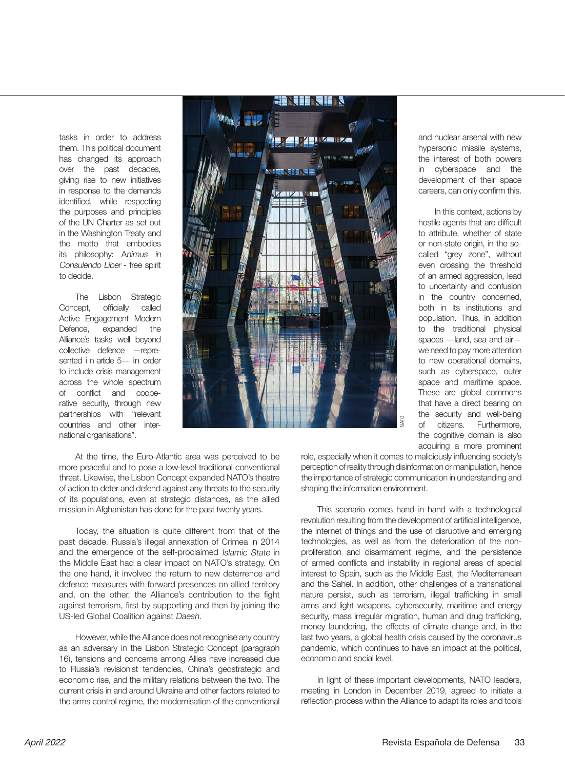tasks in order to address them. This political document has changed its approach over the past decades, giving rise to new initiatives in response to the demands identified, while respecting the purposes and principles of the UN Charter as set out in the Washington Treaty and the motto that embodies its philosophy: A*nimus in Consulendo Liber* - free spirit to decide.

The Lisbon Strategic Concept, officially called Active Engagement Modern Defence, expanded the Alliance's tasks well beyond collective defence —represented in article 5— in order to include crisis management across the whole spectrum of conflict and cooperative security, through new partnerships with "relevant countries and other international organisations".

At the time, the Euro-Atlantic area was perceived to be more peaceful and to pose a low-level traditional conventional threat. Likewise, the Lisbon Concept expanded NATO's theatre of action to deter and defend against any threats to the security of its populations, even at strategic distances, as the allied mission in Afghanistan has done for the past twenty years.

Today, the situation is quite different from that of the past decade. Russia's illegal annexation of Crimea in 2014 and the emergence of the self-proclaimed *Islamic State* in the Middle East had a clear impact on NATO's strategy. On the one hand, it involved the return to new deterrence and defence measures with forward presences on allied territory and, on the other, the Alliance's contribution to the fight against terrorism, first by supporting and then by joining the US-led Global Coalition against *Daesh*.

However, while the Alliance does not recognise any country as an adversary in the Lisbon Strategic Concept (paragraph 16), tensions and concerns among Allies have increased due to Russia's revisionist tendencies, China's geostrategic and economic rise, and the military relations between the two. The current crisis in and around Ukraine and other factors related to the arms control regime, the modernisation of the conventional and nuclear arsenal with new hypersonic missile systems, the interest of both powers in cyberspace and the development of their space careers, can only confirm this.

In this context, actions by hostile agents that are difficult to attribute, whether of state or non-state origin, in the so-called "grey zone", without even crossing the threshold of an armed aggression, lead to uncertainty and confusion in the country concerned, both in its institutions and population. Thus, in addition to the traditional physical spaces —land, sea and air— we need to pay more attention to new operational domains, such as cyberspace, outer space and maritime space. These are global commons that have a direct bearing on the security and well-being of citizens. Furthermore, the cognitive domain is also acquiring a more prominent role, especially when it comes to maliciously influencing society's perception of reality through disinformation or manipulation, hence the importance of strategic communication in understanding and shaping the information environment.

This scenario comes hand in hand with a technological revolution resulting from the development of artificial intelligence, the internet of things and the use of disruptive and emerging technologies, as well as from the deterioration of the non-proliferation and disarmament regime, and the persistence of armed conflicts and instability in regional areas of special interest to Spain, such as the Middle East, the Mediterranean and the Sahel. In addition, other challenges of a transnational nature persist, such as terrorism, illegal trafficking in small arms and light weapons, cybersecurity, maritime and energy security, mass irregular migration, human and drug trafficking, money laundering, the effects of climate change and, in the last two years, a global health crisis caused by the coronavirus pandemic, which continues to have an impact at the political, economic and social level.

In light of these important developments, NATO leaders, meeting in London in December 2019, agreed to initiate a reflection process within the Alliance to adapt its roles and tools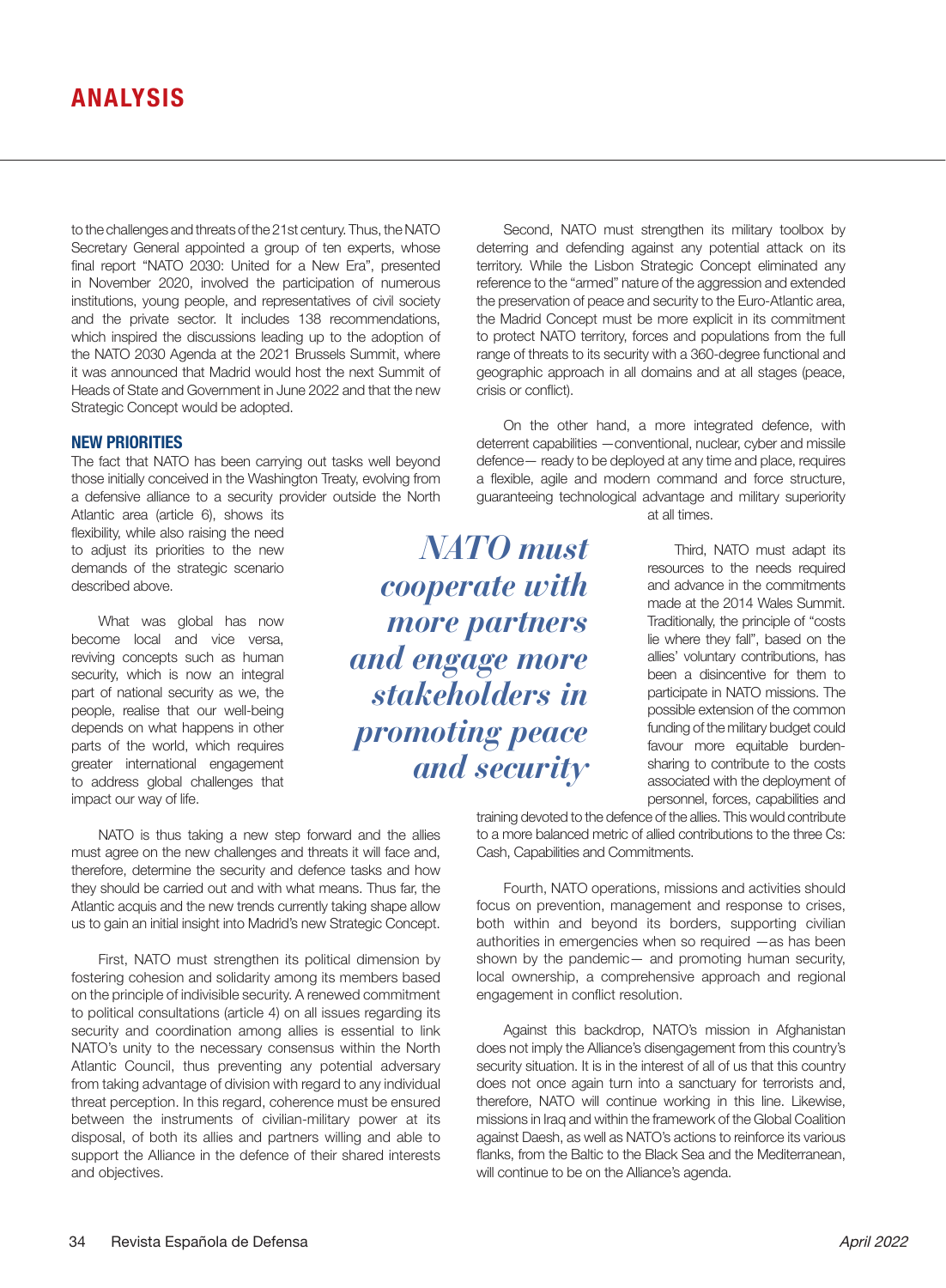to the challenges and threats of the 21st century. Thus, the NATO Secretary General appointed a group of ten experts, whose final report "NATO 2030: United for a New Era", presented in November 2020, involved the participation of numerous institutions, young people, and representatives of civil society and the private sector. It includes 138 recommendations, which inspired the discussions leading up to the adoption of the NATO 2030 Agenda at the 2021 Brussels Summit, where it was announced that Madrid would host the next Summit of Heads of State and Government in June 2022 and that the new Strategic Concept would be adopted.

## NEW PRIORITIES

The fact that NATO has been carrying out tasks well beyond those initially conceived in the Washington Treaty, evolving from a defensive alliance to a security provider outside the North Atlantic area (article 6), shows its flexibility, while also raising the need to adjust its priorities to the new demands of the strategic scenario described above.

What was global has now become local and vice versa, reviving concepts such as human security, which is now an integral part of national security as we, the people, realise that our well-being depends on what happens in other parts of the world, which requires greater international engagement to address global challenges that impact our way of life.

*NATO must cooperate with more partners and engage more stakeholders in promoting peace and security*

NATO is thus taking a new step forward and the allies must agree on the new challenges and threats it will face and, therefore, determine the security and defence tasks and how they should be carried out and with what means. Thus far, the Atlantic acquis and the new trends currently taking shape allow us to gain an initial insight into Madrid's new Strategic Concept.

First, NATO must strengthen its political dimension by fostering cohesion and solidarity among its members based on the principle of indivisible security. A renewed commitment to political consultations (article 4) on all issues regarding its security and coordination among allies is essential to link NATO's unity to the necessary consensus within the North Atlantic Council, thus preventing any potential adversary from taking advantage of division with regard to any individual threat perception. In this regard, coherence must be ensured between the instruments of civilian-military power at its disposal, of both its allies and partners willing and able to support the Alliance in the defence of their shared interests and objectives.

Second, NATO must strengthen its military toolbox by deterring and defending against any potential attack on its territory. While the Lisbon Strategic Concept eliminated any reference to the "armed" nature of the aggression and extended the preservation of peace and security to the Euro-Atlantic area, the Madrid Concept must be more explicit in its commitment to protect NATO territory, forces and populations from the full range of threats to its security with a 360-degree functional and geographic approach in all domains and at all stages (peace, crisis or conflict).

On the other hand, a more integrated defence, with deterrent capabilities —conventional, nuclear, cyber and missile defence— ready to be deployed at any time and place, requires a flexible, agile and modern command and force structure, guaranteeing technological advantage and military superiority at all times.

Third, NATO must adapt its resources to the needs required and advance in the commitments made at the 2014 Wales Summit. Traditionally, the principle of "costs lie where they fall", based on the allies' voluntary contributions, has been a disincentive for them to participate in NATO missions. The possible extension of the common funding of the military budget could favour more equitable burden-sharing to contribute to the costs associated with the deployment of personnel, forces, capabilities and training devoted to the defence of the allies. This would contribute to a more balanced metric of allied contributions to the three Cs: Cash, Capabilities and Commitments.

Fourth, NATO operations, missions and activities should focus on prevention, management and response to crises, both within and beyond its borders, supporting civilian authorities in emergencies when so required —as has been shown by the pandemic— and promoting human security, local ownership, a comprehensive approach and regional engagement in conflict resolution.

Against this backdrop, NATO's mission in Afghanistan does not imply the Alliance's disengagement from this country's security situation. It is in the interest of all of us that this country does not once again turn into a sanctuary for terrorists and, therefore, NATO will continue working in this line. Likewise, missions in Iraq and within the framework of the Global Coalition against Daesh, as well as NATO's actions to reinforce its various flanks, from the Baltic to the Black Sea and the Mediterranean, will continue to be on the Alliance's agenda.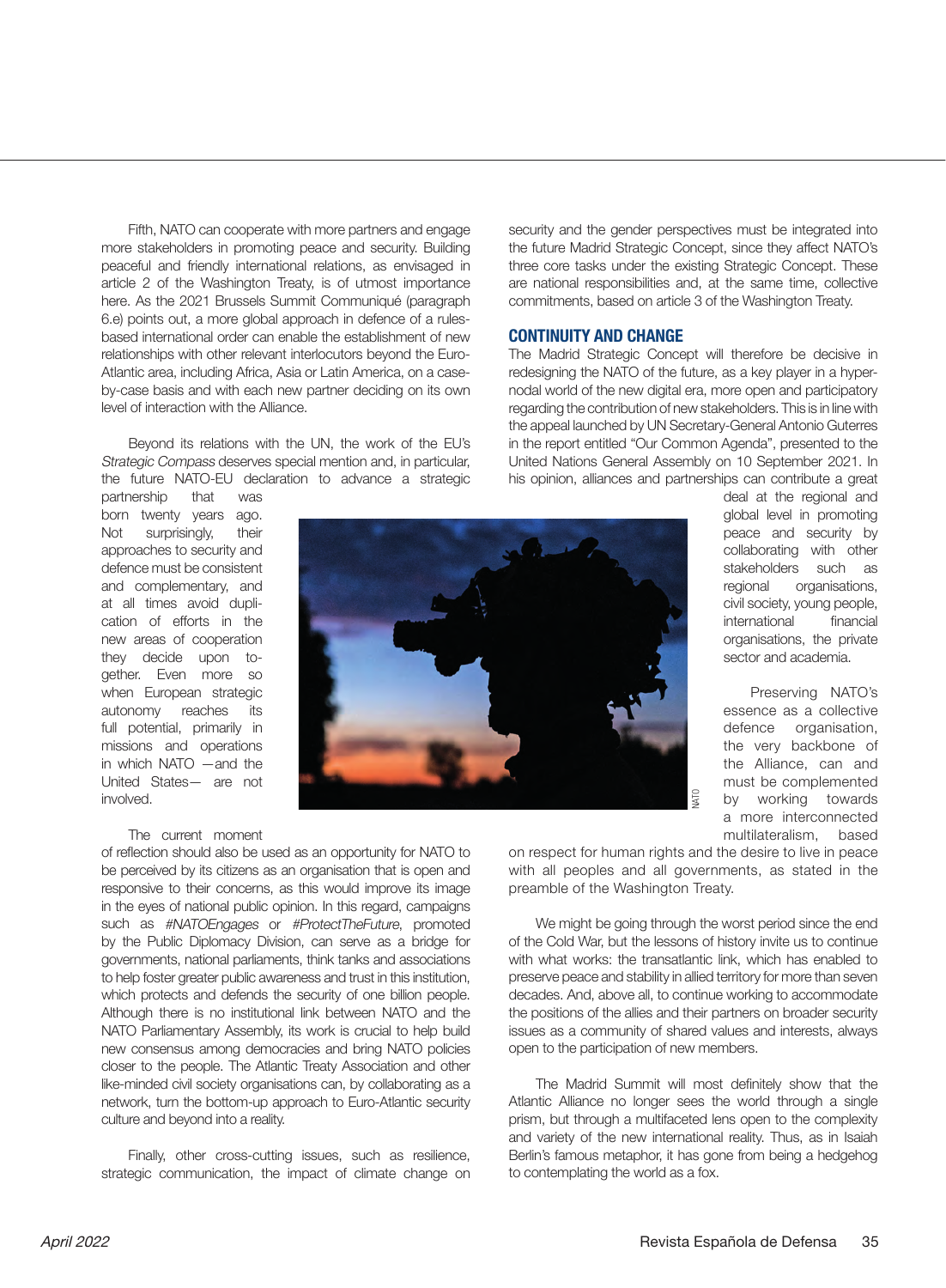Fifth, NATO can cooperate with more partners and engage more stakeholders in promoting peace and security. Building peaceful and friendly international relations, as envisaged in article 2 of the Washington Treaty, is of utmost importance here. As the 2021 Brussels Summit Communiqué (paragraph 6.e) points out, a more global approach in defence of a rules-based international order can enable the establishment of new relationships with other relevant interlocutors beyond the Euro-Atlantic area, including Africa, Asia or Latin America, on a case-by-case basis and with each new partner deciding on its own level of interaction with the Alliance.

Beyond its relations with the UN, the work of the EU's *Strategic Compass* deserves special mention and, in particular, the future NATO-EU declaration to advance a strategic partnership that was born twenty years ago. Not surprisingly, their approaches to security and defence must be consistent and complementary, and at all times avoid duplication of efforts in the new areas of cooperation they decide upon together. Even more so when European strategic autonomy reaches its full potential, primarily in missions and operations in which NATO —and the United States— are not involved.

The current moment of reflection should also be used as an opportunity for NATO to be perceived by its citizens as an organisation that is open and responsive to their concerns, as this would improve its image in the eyes of national public opinion. In this regard, campaigns such as *#NATOEngages* or *#ProtectTheFuture*, promoted by the Public Diplomacy Division, can serve as a bridge for governments, national parliaments, think tanks and associations to help foster greater public awareness and trust in this institution, which protects and defends the security of one billion people. Although there is no institutional link between NATO and the NATO Parliamentary Assembly, its work is crucial to help build new consensus among democracies and bring NATO policies closer to the people. The Atlantic Treaty Association and other like-minded civil society organisations can, by collaborating as a network, turn the bottom-up approach to Euro-Atlantic security culture and beyond into a reality.

Finally, other cross-cutting issues, such as resilience, strategic communication, the impact of climate change on security and the gender perspectives must be integrated into the future Madrid Strategic Concept, since they affect NATO's three core tasks under the existing Strategic Concept. These are national responsibilities and, at the same time, collective commitments, based on article 3 of the Washington Treaty.

## CONTINUITY AND CHANGE

The Madrid Strategic Concept will therefore be decisive in redesigning the NATO of the future, as a key player in a hyper-nodal world of the new digital era, more open and participatory regarding the contribution of new stakeholders. This is in line with the appeal launched by UN Secretary-General Antonio Guterres in the report entitled "Our Common Agenda", presented to the United Nations General Assembly on 10 September 2021. In his opinion, alliances and partnerships can contribute a great deal at the regional and global level in promoting peace and security by collaborating with other stakeholders such as regional organisations, civil society, young people, international financial organisations, the private sector and academia.

Preserving NATO's essence as a collective defence organisation, the very backbone of the Alliance, can and must be complemented by working towards a more interconnected multilateralism, based on respect for human rights and the desire to live in peace with all peoples and all governments, as stated in the preamble of the Washington Treaty.

We might be going through the worst period since the end of the Cold War, but the lessons of history invite us to continue with what works: the transatlantic link, which has enabled to preserve peace and stability in allied territory for more than seven decades. And, above all, to continue working to accommodate the positions of the allies and their partners on broader security issues as a community of shared values and interests, always open to the participation of new members.

The Madrid Summit will most definitely show that the Atlantic Alliance no longer sees the world through a single prism, but through a multifaceted lens open to the complexity and variety of the new international reality. Thus, as in Isaiah Berlin's famous metaphor, it has gone from being a hedgehog to contemplating the world as a fox.